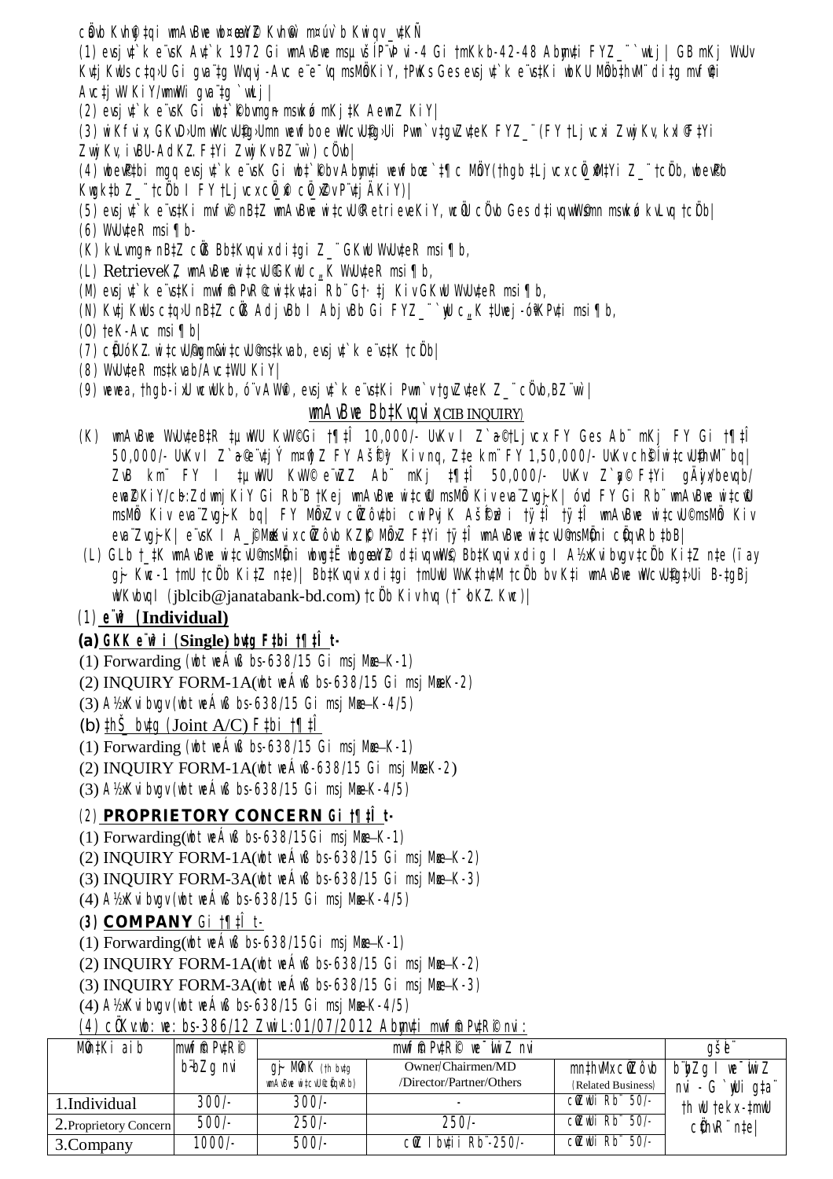cÖvb Kvh©¨ ‡qi wmAvBwe wb¤œeY©Z Kvh©vw` m¤úv`b Kwiqv _v‡KÑ

(1) evsjv‡`k e¨vsK Av‡`k 1972 Gi wmAvBwe msµvšÍ P¨vÞvi-4 Gi †mKkb-42-48 Abyhvqx FYZ_¨ `wLj| GB mKj WvUv Kw¤úDUvi c‡q›U Gi gva¨‡g Wvqvj -Avc e¨e¯'vq msMÖnKiY, †PKs Ges evsjv‡`k e¨vs‡Ki wbKU MÖvnK‡`i dvBj mvf©v‡i Avc‡jvW KiY/wmwWi gva¨‡g `wLj |

(2) evsjv‡`k e¨vsK Gi wb‡`©kbvgn msµvšÍ mKj ‡K AewnZ KiY|

(3) wiKfvix, GKvD›Um wWcvU©‡g›Umn wewfbœ wWcvU©‡g›Ui Pvwn`v‡gvZv‡eK FYZ_¨ (FY †Ljvcxi ZvwjKv, kxl©F‡Yi ZvwjKv, iBU-AdKZ. F‡Yi ZvwjKv BZ¨vw`) cÖ`vb|

(4) wbeÜ‡bi mgq evsjv‡`k e¨vsK Gi wb‡`©kbv Abyhvqx wewfbœ `‡¶i c MÖY(†hgb ‡Ljvcxc_©M‡Yi Z_¨ †cÖib, wbeÜb Kwgk‡bi Z_¨ †cÖib I FY †LjvcxcÖ_©x cÖ_©xP¨vU©vi ÄKiY)|

(5) evsjv‡`k e¨vs‡Ki mvf©v‡i nB‡Z wmAvBwe wi‡cvU© Retrieve KiY, cÖ‡qvRb cÖ`vb Ges d‡ivqvW©mn msµvšÍ kvLvq †cÖib|

(6) WvUv‡eR msi¶b-

(K) kvLvmgn nB‡Z cÖß Bb‡Kvqvix di‡gi Z_¨ GKwU WvUv‡eR msi¶b,

(L) Retrieve KZ… wmAvBwe wi‡cvU© GKwU c„_K WvUv‡eR msi¶b,

(M) evsjv‡`k e¨vs‡Ki mvf©vi n‡Z cÖvß wi‡cvU© Rb¨ G‡· ‡j KivGKwU WvUv‡eR msi¶b,

(N) Kw¤úDUvi c‡q›U nB‡Z cÖß Adj vBb I Abj vBb Gi FYZ_¨ `yBwU c„_K ‡Ucwej -óÖKPv‡i msi¶b,

(O) †eK-Avc msi¶b|

(7) cÖ‡qvRb. wi‡cvU©mgn&wi‡cvU© ms‡kvab, evsjv‡`k e¨vs‡K †cÖib|

(8) WvUv‡eR ms‡kvab/Avc‡WU KiY|

(9) wewea, †hgb- ixU wcwUkb, ó¨vÛvW©, evsjv‡`k e¨vs‡Ki Pvwn`v‡gvZv‡eK Z_¨ cÖ`vb,BZ¨vw`|

## wmAvBwe Bb‡Kvqvix (CIB INQUIRY)

(K) wmAvBwe WvUv‡eB‡R ‡µwWU KvW©Gi †¶‡Î 10,000/- UvKv I Z`a©‡Ljvcx FY Ges Ab¨ mKj FY Gi †¶‡Î 50,000/- UvKv I Z`a©¨ ‡jY m¤úwK©Z FY AšÍfy©³ Kiv nq, Z‡e km© FY 1,50,000/- UvKv ch©šÍ wi‡cvU©‡hvM¨ bq| ZvB km© FY I ‡µwWU Kv‡W© e¨ZxZ Ab¨ mKj ‡¶‡Î 50,000/- UvKv Z`a© F‡Yi gÄyix/bevqb/ evwZjKiY/cybt:Zdwmj KiY Gi Rb¨ B †Kej wmAvBwe wi‡cvU© msMÖn Kiv eva¨Zvg~jK| óvd FY Gi Rb¨ wmAvBwe wi‡cvU© msMÖn Kiv eva¨Zvg~jK bq| FY MÖnxZv cÖwZôv‡bi cwiPvjK AšÍf~©³i †¶‡Î †¶‡Î wmAvBwe wi‡cvU© msMÖn Kiv eva¨Zvg~jK| e¨vsK I A_©‰bwZK cÖwZôvb KZ©„K MÖnxZ F‡Yi †¶‡Î wmAvBwe wi‡cvU© msMÖ‡ni cÖ‡qvRb ‡bB|

(L) GLb †_‡K wmAvBwe wi‡cvU© msMÖ‡ni wbwg‡Ë wb¤œeY©Z d‡ivqvW©, Bb‡Kvqvix dig I A½xKvibvgv ‡cÖb Ki‡Z n‡e (ïay gy~Kwc-1 †mU †cÖb Ki‡Z n‡e)| Bb‡Kvqvix di‡gi †mUwU WvK‡hv‡M †cÖb bv K‡i wmAvBwe wWcvU©‡g›Ui B-‡gBj wVKvbvq (jblcib@janatabank-bd.com) †cÖb Kiv hvq († ·bKZ. Kwc)|

### (1) e¨w³ (Individual)

**(a) GKK e¨w³i (Single) bv‡g F‡bi †¶‡Î t-**

(1) Forwarding (wbt weÁwß bs-638/15 Gi msjMœx-K-1)

(2) INQUIRY FORM-1A(wbt weÁwß bs-638/15 Gi msjMœxK-2)

(3) A½xKvibvgv(wbt weÁwß bs-638/15 Gi msjMœx-K-4/5)

**(b) ‡hŠ_ bv‡g (Joint A/C) F‡bi †¶‡Î**

(1) Forwarding (wbt weÁwß bs-638/15 Gi msjMœx-K-1)

(2) INQUIRY FORM-1A(wbt weÁwß-638/15 Gi msjMœxK-2)

(3) A½xKvibvgv(wbt weÁwß bs-638/15 Gi msjMœx-K-4/5)

### (2) PROPRIETORY CONCERN Gi †¶‡Î t-

(1) Forwarding(wbt weÁwß bs-638/15Gi msjMœx-K-1)

(2) INQUIRY FORM-1A(wbt weÁwß bs-638/15 Gi msjMœx-K-2)

(3) INQUIRY FORM-3A(wbt weÁwß bs-638/15 Gi msjMœx-K-3)

(4) A½xKvibvgv(wbt weÁwß bs-638/15 Gi msjMœxK-4/5)

### (3) COMPANY Gi †¶‡Î t-

(1) Forwarding(wbt weÁwß bs-638/15Gi msjMœx-K-1)

(2) INQUIRY FORM-1A(wbt weÁwß bs-638/15 Gi msjMœx-K-2)

(3) INQUIRY FORM-3A(wbt weÁwß bs-638/15 Gi msjMœx-K-3)

(4) A½xKvibvgv(wbt weÁwß bs-638/15 Gi msjMœxK-4/5)

(4) cÖ‡Kvwb: we: bs-386/12 ZvwiL:01/07/2012 Abyhvqx mvf©m PvR© nvi:

| MÖn‡Ki aib | mvf©m PvR© b~¨bZg nvi | mvf©m PvR© we¯ÍvwiZ nvi | | | gše¨ |
|---|---|---|---|---|---|
| | | gy~ MÖnK (†h bv‡g wmAvBwe wi‡cvU© cÖ‡qvRb) | Owner/Chairmen/MD /Director/Partner/Others | mn‡hvMx cÖwZôvb (Related Business) | b~¨bZg I we¯ÍvwiZ nvi - G `yÕwU g‡a¨ †h wU †ekx-‡mwU cÖ‡hvR¨ n‡e| |
| 1.Individual | 300/- | 300/- | - | cÖwZwU Rb¨ 50/- | |
| 2.Proprietory Concern | 500/- | 250/- | 250/- | cÖwZwU Rb¨ 50/- | |
| 3.Company | 1000/- | 500/- | cÖwZ Ibv‡ii Rb¨-250/- | cÖwZwU Rb¨ 50/- | |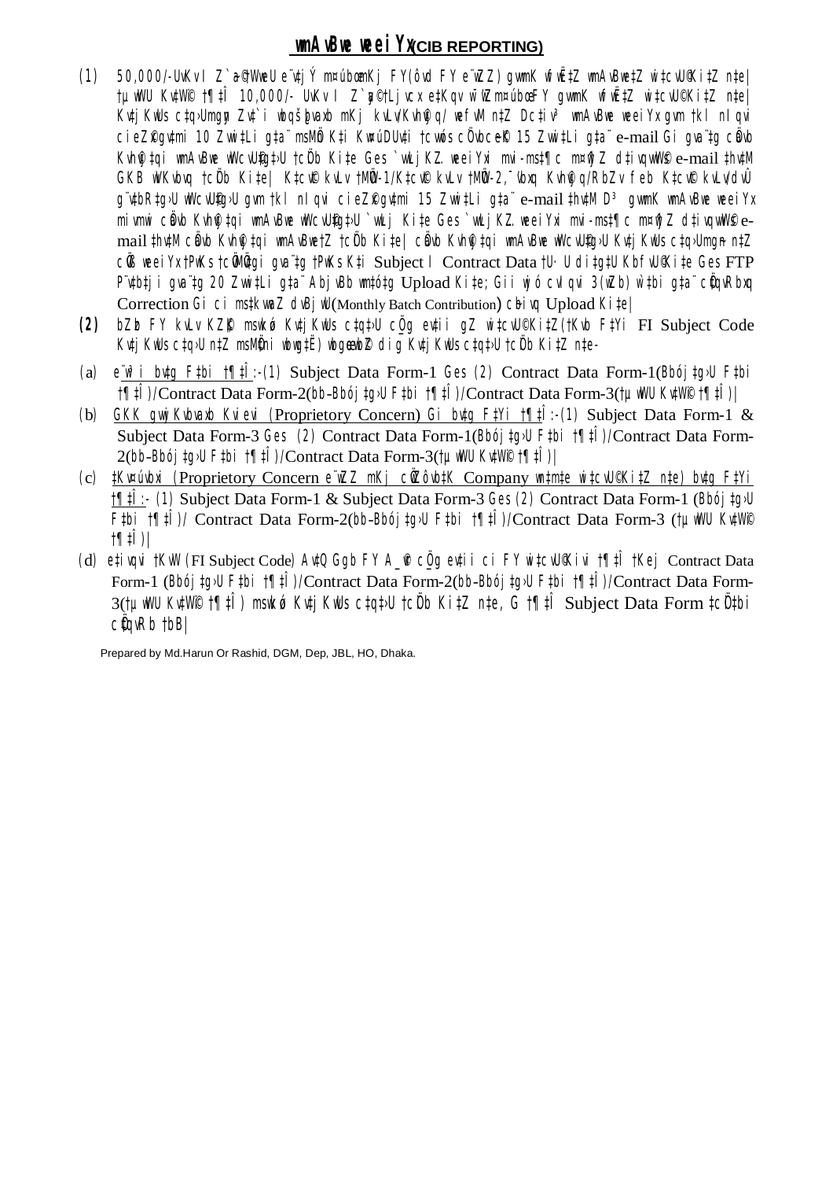## wmAvBwe weeiYx(CIB REPORTING)

(1) 50,000/-UvKv I Z`a©¶weU e¨vjÝ m¤úbœKj FY(ôvd FY e¨wZZ) gvwmK wfwË‡Z wmAvBwe‡Z wi‡cvU©Ki‡Z n‡e| †µwWU KvW© †¶‡Î 10,000/- UvKv I Z`y©†Ljvcx e‡Kqv wbwZm¤úbœFY gvwmK wfwË‡Z wi‡cvU©Ki‡Z n‡e| Kv‡jKwUs c‡q›Umg~n Zv‡`i wbqš¿bvaxb mKj kvLv/Kvh©vjq/ wefvM n‡Z Dc‡iv³ wmAvBwe weeiYx gvm †kl nIqvi cieZ©x gv‡mi 10 Zvwi‡Li g‡a¨ msMÖn K‡i KwcúDUv‡i †cwós cÖ¯‘ce‡K© 15 Zvwi‡Li g‡a¨ gvm‡g cÖavb Kvh©vj‡qi wmAvBwe wWcvU©‡g‡›U †cÖiY Ki‡e Ges `wLj KZ. weeiYxi mvi-ms‡¶c m¤úwK©Z d‡ivqwW© e-mail ‡hv‡M GKB w`Kvbvq †cÖiY Ki‡e| K‡cv© kvLv †MÖW-1/K‡cv© kvLv †MÖW-2,¯'vbxq Kvh©vjq/RbZv feb K‡cv© kvLv/dvû g¨vbR‡g›U wWcvU©‡g›U gvm †kl nIqvi cieZ©x gv‡mi 15 Zvwi‡Li g‡a¨ e-mail ‡hv‡M D³ gvwmK wmAvBwe weeiYx mivmwi cÖavb Kvh©vj‡qi wmAvBwe wWcvU©‡g‡›U `wLj Ki‡e Ges `wLj KZ. weeiYxi mvi-ms‡¶c m¤úwK©Z d‡ivqwW© e-mail ‡hv‡M cÖavb Kvh©vj‡qi wmAvBwe‡Z †cÖiY Ki‡e| cÖavb Kvh©vj‡qi wmAvBwe wWcvU©‡g›U Kv‡jKwUs c‡q›Umg~n n‡Z cÖvß weeiYx†PKs †cÖwMÖ‡gi gva¨‡g †PKs K‡i Subject I Contract Data †U· Ud‡g‡U Kbfv©U K‡i Ges FTP P¨v‡b‡ji gva¨‡g 20 Zvwi‡Li g‡a¨ Abj vBb mv‡f©‡g Upload Ki‡e; Gii wjó cvIqvi 3(wZb) w`‡bi g‡a¨ cÖ‡qvRbxq Correction Gi ci ms‡kvwaZ dvBj wU(Monthly Batch Contribution) cbivq Upload Ki‡e|

(2) bZb FY kvLv KZ©„K msk­ó Kv‡jKwUs c‡q‡›U cÖ_g evi gZ wi‡cvU©Ki‡Z(†Kvb F‡Yi FI Subject Code Kv‡jKwUs c‡q›U n‡Z msMÖni wbwg‡Ë) wbgœewY©Z dig Kv‡jKwUs c‡q‡›U †cÖiY Ki‡Z n‡e-

(a) e¨w³ i bv‡g F‡bi †¶‡Î:-(1) Subject Data Form-1 Ges (2) Contract Data Form-1(Bbój‡g›U F‡bi †¶‡Î)/Contract Data Form-2(bb-Bbój‡g›U F‡bi †¶‡Î)/Contract Data Form-3(†µwWU KvW© †¶‡Î)|

(b) GKK gvwjKvbvaxb Kvievi (Proprietory Concern) Gi bv‡g F‡Yi †¶‡Î:-(1) Subject Data Form-1 & Subject Data Form-3 Ges (2) Contract Data Form-1(Bbój‡g›U F‡bi †¶‡Î)/Contract Data Form-2(bb-Bbój‡g›U F‡bi †¶‡Î)/Contract Data Form-3(†µwWU KvW© †¶‡Î)|

(c) ‡Kv¤úvbxi (Proprietory Concern e¨wZZ mKj cÖwZôvb‡K Company wn‡m‡e wi‡cvU©Ki‡Z n‡e) bv‡g F‡Yi †¶‡Î:- (1) Subject Data Form-1 & Subject Data Form-3 Ges (2) Contract Data Form-1 (Bbój‡g›U F‡bi †¶‡Î)/ Contract Data Form-2(bb-Bbój‡g›U F‡bi †¶‡Î)/Contract Data Form-3 (†µwWU KvW© †¶‡Î)|

(d) e‡ivqvi †KvW (FI Subject Code) AvQ Ggb FY A_©vr cÖ_g evi ci FY wi‡cvU©Kivi †¶‡Î †Kej Contract Data Form-1 (Bbój‡g›U F‡bi †¶‡Î)/Contract Data Form-2(bb-Bbój‡g›U F‡bi †¶‡Î)/Contract Data Form-3(†µwWU KvW© †¶‡Î) msk­ó Kv‡jKwUs c‡q‡›U †cÖiY Ki‡Z n‡e, G †¶‡Î Subject Data Form ‡cÖi‡bi cÖ‡qvRb †bB|

Prepared by Md.Harun Or Rashid, DGM, Dep, JBL, HO, Dhaka.